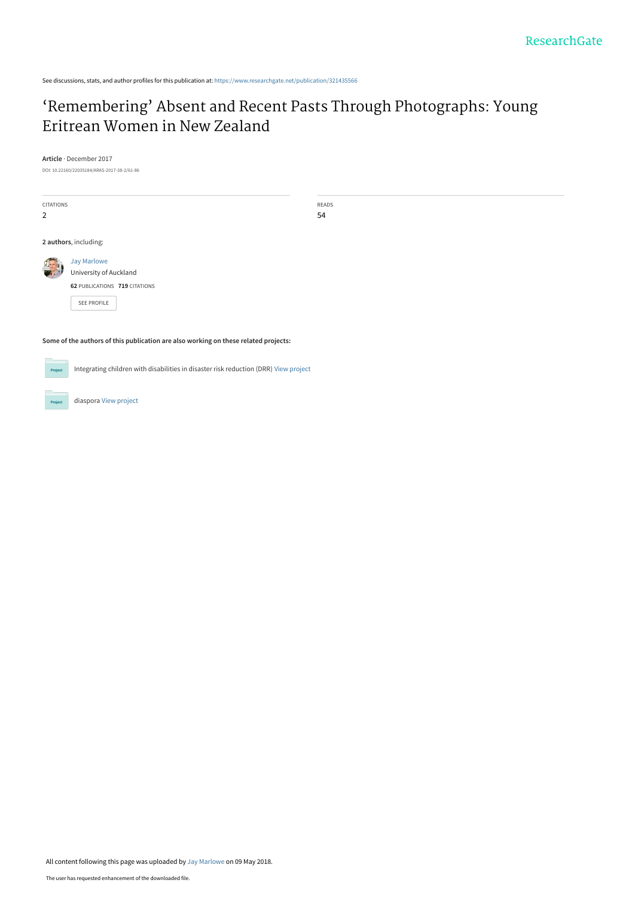See discussions, stats, and author profiles for this publication at: https://www.researchgate.net/publication/321435566

# 'Remembering' Absent and Recent Pasts Through Photographs: Young Eritrean Women in New Zealand

**Article** · December 2017

DOI: 10.22160/22035184/ARAS-2017-38-2/61-86

| CITATIONS | READS |
| --- | --- |
| 2 | 54 |

**2 authors**, including:

Jay Marlowe
University of Auckland
**62** PUBLICATIONS **719** CITATIONS

SEE PROFILE

**Some of the authors of this publication are also working on these related projects:**

Integrating children with disabilities in disaster risk reduction (DRR) View project

diaspora View project

All content following this page was uploaded by Jay Marlowe on 09 May 2018.

The user has requested enhancement of the downloaded file.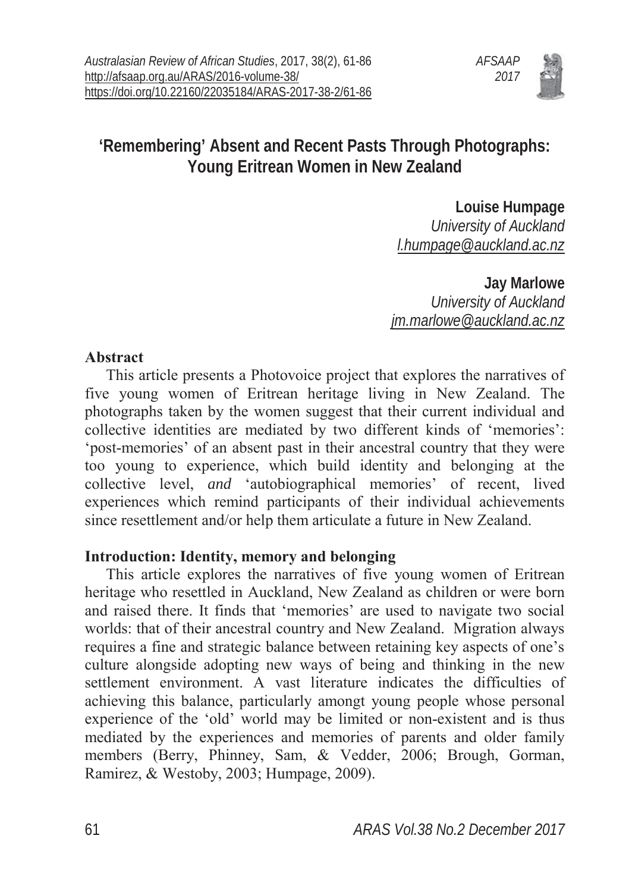# 'Remembering' Absent and Recent Pasts Through Photographs: Young Eritrean Women in New Zealand

**Louise Humpage**
*University of Auckland*
*l.humpage@auckland.ac.nz*

**Jay Marlowe**
*University of Auckland*
*jm.marlowe@auckland.ac.nz*

## Abstract

This article presents a Photovoice project that explores the narratives of five young women of Eritrean heritage living in New Zealand. The photographs taken by the women suggest that their current individual and collective identities are mediated by two different kinds of 'memories': 'post-memories' of an absent past in their ancestral country that they were too young to experience, which build identity and belonging at the collective level, *and* 'autobiographical memories' of recent, lived experiences which remind participants of their individual achievements since resettlement and/or help them articulate a future in New Zealand.

## Introduction: Identity, memory and belonging

This article explores the narratives of five young women of Eritrean heritage who resettled in Auckland, New Zealand as children or were born and raised there. It finds that 'memories' are used to navigate two social worlds: that of their ancestral country and New Zealand. Migration always requires a fine and strategic balance between retaining key aspects of one's culture alongside adopting new ways of being and thinking in the new settlement environment. A vast literature indicates the difficulties of achieving this balance, particularly amongt young people whose personal experience of the 'old' world may be limited or non-existent and is thus mediated by the experiences and memories of parents and older family members (Berry, Phinney, Sam, & Vedder, 2006; Brough, Gorman, Ramirez, & Westoby, 2003; Humpage, 2009).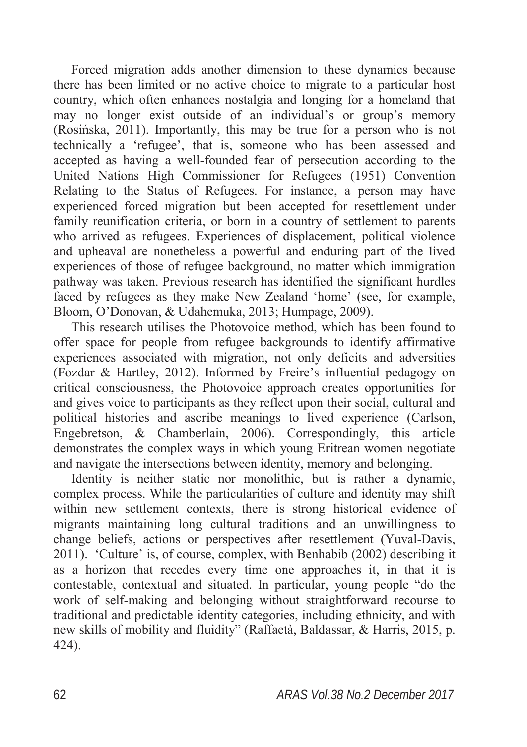Forced migration adds another dimension to these dynamics because there has been limited or no active choice to migrate to a particular host country, which often enhances nostalgia and longing for a homeland that may no longer exist outside of an individual's or group's memory (Rosińska, 2011). Importantly, this may be true for a person who is not technically a 'refugee', that is, someone who has been assessed and accepted as having a well-founded fear of persecution according to the United Nations High Commissioner for Refugees (1951) Convention Relating to the Status of Refugees. For instance, a person may have experienced forced migration but been accepted for resettlement under family reunification criteria, or born in a country of settlement to parents who arrived as refugees. Experiences of displacement, political violence and upheaval are nonetheless a powerful and enduring part of the lived experiences of those of refugee background, no matter which immigration pathway was taken. Previous research has identified the significant hurdles faced by refugees as they make New Zealand 'home' (see, for example, Bloom, O'Donovan, & Udahemuka, 2013; Humpage, 2009).

This research utilises the Photovoice method, which has been found to offer space for people from refugee backgrounds to identify affirmative experiences associated with migration, not only deficits and adversities (Fozdar & Hartley, 2012). Informed by Freire's influential pedagogy on critical consciousness, the Photovoice approach creates opportunities for and gives voice to participants as they reflect upon their social, cultural and political histories and ascribe meanings to lived experience (Carlson, Engebretson, & Chamberlain, 2006). Correspondingly, this article demonstrates the complex ways in which young Eritrean women negotiate and navigate the intersections between identity, memory and belonging.

Identity is neither static nor monolithic, but is rather a dynamic, complex process. While the particularities of culture and identity may shift within new settlement contexts, there is strong historical evidence of migrants maintaining long cultural traditions and an unwillingness to change beliefs, actions or perspectives after resettlement (Yuval-Davis, 2011). 'Culture' is, of course, complex, with Benhabib (2002) describing it as a horizon that recedes every time one approaches it, in that it is contestable, contextual and situated. In particular, young people "do the work of self-making and belonging without straightforward recourse to traditional and predictable identity categories, including ethnicity, and with new skills of mobility and fluidity" (Raffaetà, Baldassar, & Harris, 2015, p. 424).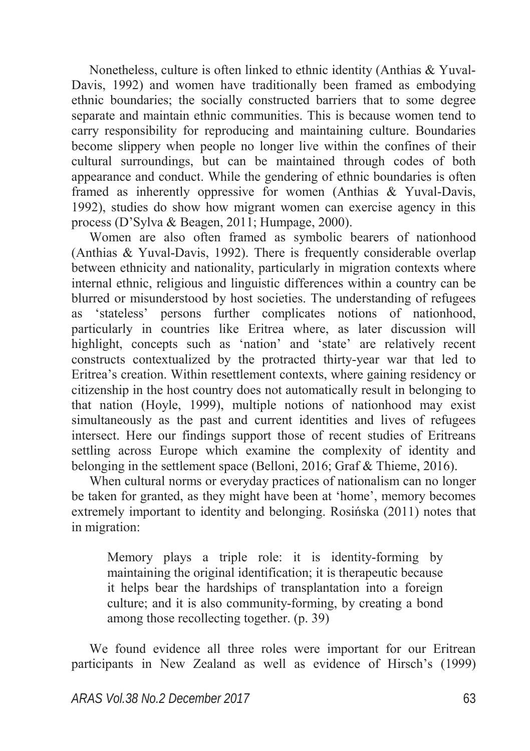Nonetheless, culture is often linked to ethnic identity (Anthias & Yuval-Davis, 1992) and women have traditionally been framed as embodying ethnic boundaries; the socially constructed barriers that to some degree separate and maintain ethnic communities. This is because women tend to carry responsibility for reproducing and maintaining culture. Boundaries become slippery when people no longer live within the confines of their cultural surroundings, but can be maintained through codes of both appearance and conduct. While the gendering of ethnic boundaries is often framed as inherently oppressive for women (Anthias & Yuval-Davis, 1992), studies do show how migrant women can exercise agency in this process (D'Sylva & Beagen, 2011; Humpage, 2000).

Women are also often framed as symbolic bearers of nationhood (Anthias & Yuval-Davis, 1992). There is frequently considerable overlap between ethnicity and nationality, particularly in migration contexts where internal ethnic, religious and linguistic differences within a country can be blurred or misunderstood by host societies. The understanding of refugees as 'stateless' persons further complicates notions of nationhood, particularly in countries like Eritrea where, as later discussion will highlight, concepts such as 'nation' and 'state' are relatively recent constructs contextualized by the protracted thirty-year war that led to Eritrea's creation. Within resettlement contexts, where gaining residency or citizenship in the host country does not automatically result in belonging to that nation (Hoyle, 1999), multiple notions of nationhood may exist simultaneously as the past and current identities and lives of refugees intersect. Here our findings support those of recent studies of Eritreans settling across Europe which examine the complexity of identity and belonging in the settlement space (Belloni, 2016; Graf & Thieme, 2016).

When cultural norms or everyday practices of nationalism can no longer be taken for granted, as they might have been at 'home', memory becomes extremely important to identity and belonging. Rosińska (2011) notes that in migration:

> Memory plays a triple role: it is identity-forming by maintaining the original identification; it is therapeutic because it helps bear the hardships of transplantation into a foreign culture; and it is also community-forming, by creating a bond among those recollecting together. (p. 39)

We found evidence all three roles were important for our Eritrean participants in New Zealand as well as evidence of Hirsch's (1999)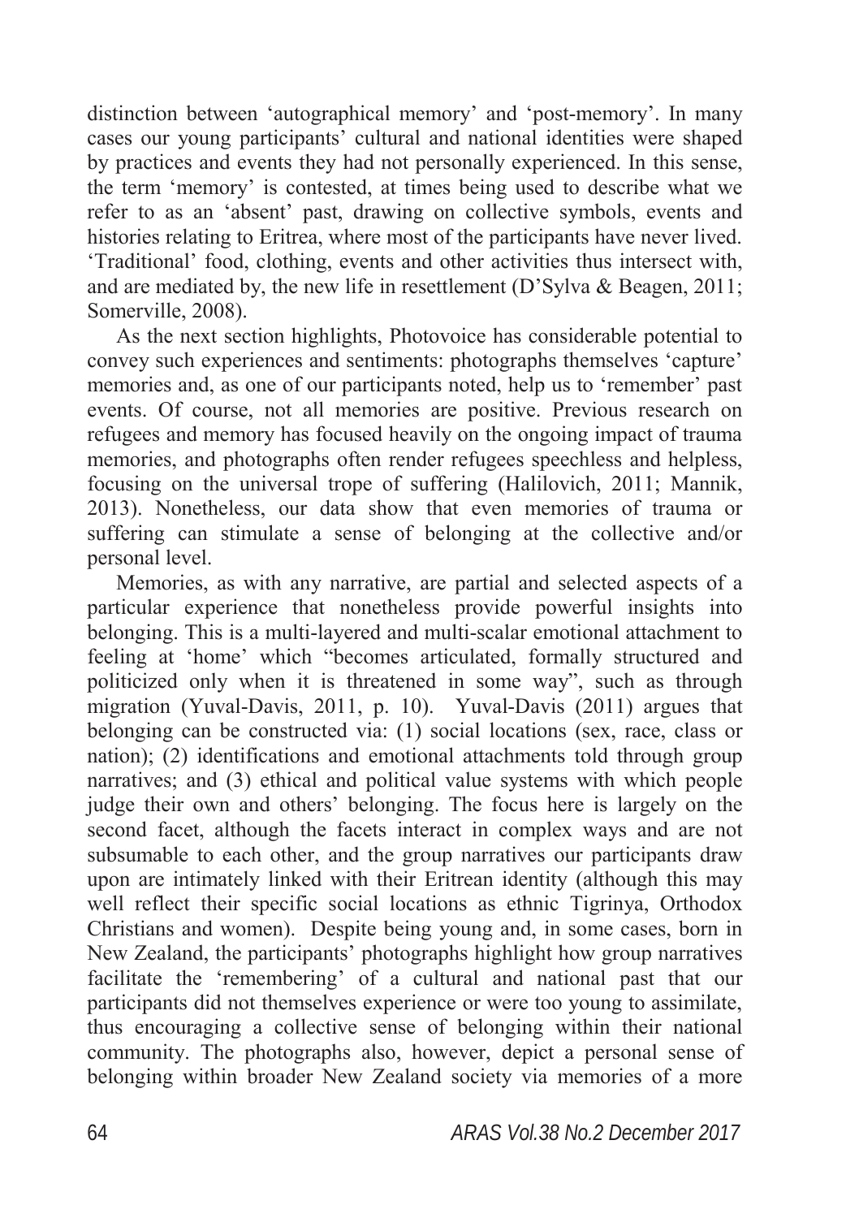distinction between 'autographical memory' and 'post-memory'. In many cases our young participants' cultural and national identities were shaped by practices and events they had not personally experienced. In this sense, the term 'memory' is contested, at times being used to describe what we refer to as an 'absent' past, drawing on collective symbols, events and histories relating to Eritrea, where most of the participants have never lived. 'Traditional' food, clothing, events and other activities thus intersect with, and are mediated by, the new life in resettlement (D'Sylva & Beagen, 2011; Somerville, 2008).

As the next section highlights, Photovoice has considerable potential to convey such experiences and sentiments: photographs themselves 'capture' memories and, as one of our participants noted, help us to 'remember' past events. Of course, not all memories are positive. Previous research on refugees and memory has focused heavily on the ongoing impact of trauma memories, and photographs often render refugees speechless and helpless, focusing on the universal trope of suffering (Halilovich, 2011; Mannik, 2013). Nonetheless, our data show that even memories of trauma or suffering can stimulate a sense of belonging at the collective and/or personal level.

Memories, as with any narrative, are partial and selected aspects of a particular experience that nonetheless provide powerful insights into belonging. This is a multi-layered and multi-scalar emotional attachment to feeling at 'home' which "becomes articulated, formally structured and politicized only when it is threatened in some way", such as through migration (Yuval-Davis, 2011, p. 10). Yuval-Davis (2011) argues that belonging can be constructed via: (1) social locations (sex, race, class or nation); (2) identifications and emotional attachments told through group narratives; and (3) ethical and political value systems with which people judge their own and others' belonging. The focus here is largely on the second facet, although the facets interact in complex ways and are not subsumable to each other, and the group narratives our participants draw upon are intimately linked with their Eritrean identity (although this may well reflect their specific social locations as ethnic Tigrinya, Orthodox Christians and women). Despite being young and, in some cases, born in New Zealand, the participants' photographs highlight how group narratives facilitate the 'remembering' of a cultural and national past that our participants did not themselves experience or were too young to assimilate, thus encouraging a collective sense of belonging within their national community. The photographs also, however, depict a personal sense of belonging within broader New Zealand society via memories of a more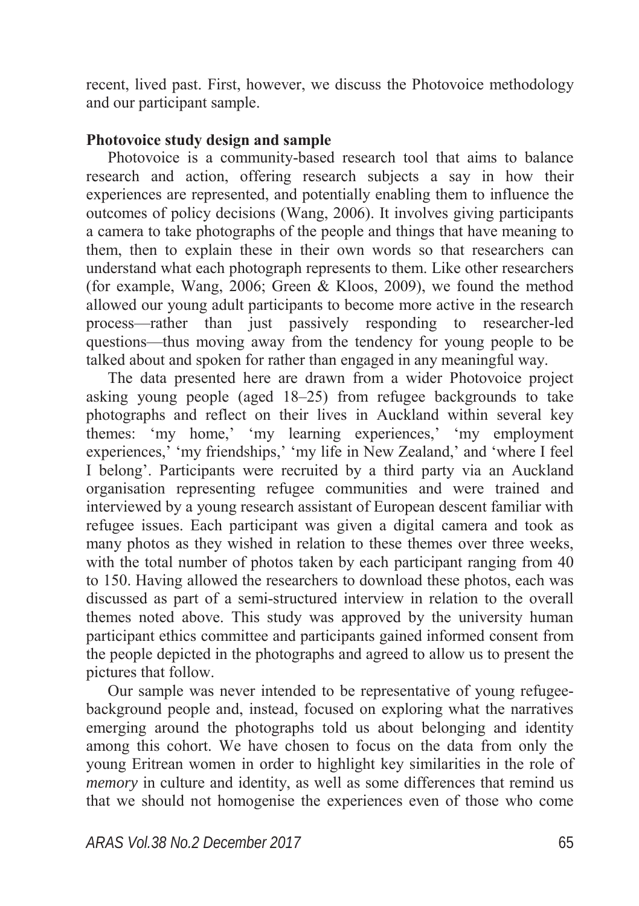recent, lived past. First, however, we discuss the Photovoice methodology and our participant sample.

**Photovoice study design and sample**

Photovoice is a community-based research tool that aims to balance research and action, offering research subjects a say in how their experiences are represented, and potentially enabling them to influence the outcomes of policy decisions (Wang, 2006). It involves giving participants a camera to take photographs of the people and things that have meaning to them, then to explain these in their own words so that researchers can understand what each photograph represents to them. Like other researchers (for example, Wang, 2006; Green & Kloos, 2009), we found the method allowed our young adult participants to become more active in the research process—rather than just passively responding to researcher-led questions—thus moving away from the tendency for young people to be talked about and spoken for rather than engaged in any meaningful way.

The data presented here are drawn from a wider Photovoice project asking young people (aged 18–25) from refugee backgrounds to take photographs and reflect on their lives in Auckland within several key themes: 'my home,' 'my learning experiences,' 'my employment experiences,' 'my friendships,' 'my life in New Zealand,' and 'where I feel I belong'. Participants were recruited by a third party via an Auckland organisation representing refugee communities and were trained and interviewed by a young research assistant of European descent familiar with refugee issues. Each participant was given a digital camera and took as many photos as they wished in relation to these themes over three weeks, with the total number of photos taken by each participant ranging from 40 to 150. Having allowed the researchers to download these photos, each was discussed as part of a semi-structured interview in relation to the overall themes noted above. This study was approved by the university human participant ethics committee and participants gained informed consent from the people depicted in the photographs and agreed to allow us to present the pictures that follow.

Our sample was never intended to be representative of young refugee-background people and, instead, focused on exploring what the narratives emerging around the photographs told us about belonging and identity among this cohort. We have chosen to focus on the data from only the young Eritrean women in order to highlight key similarities in the role of *memory* in culture and identity, as well as some differences that remind us that we should not homogenise the experiences even of those who come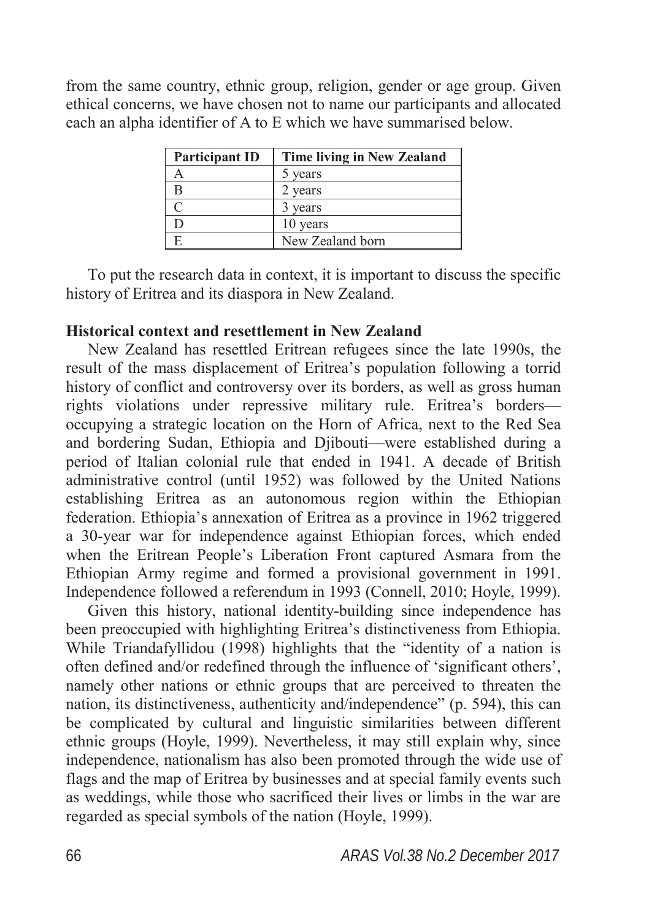from the same country, ethnic group, religion, gender or age group. Given ethical concerns, we have chosen not to name our participants and allocated each an alpha identifier of A to E which we have summarised below.

| Participant ID | Time living in New Zealand |
| --- | --- |
| A | 5 years |
| B | 2 years |
| C | 3 years |
| D | 10 years |
| E | New Zealand born |

To put the research data in context, it is important to discuss the specific history of Eritrea and its diaspora in New Zealand.

**Historical context and resettlement in New Zealand**

New Zealand has resettled Eritrean refugees since the late 1990s, the result of the mass displacement of Eritrea's population following a torrid history of conflict and controversy over its borders, as well as gross human rights violations under repressive military rule. Eritrea's borders—occupying a strategic location on the Horn of Africa, next to the Red Sea and bordering Sudan, Ethiopia and Djibouti—were established during a period of Italian colonial rule that ended in 1941. A decade of British administrative control (until 1952) was followed by the United Nations establishing Eritrea as an autonomous region within the Ethiopian federation. Ethiopia's annexation of Eritrea as a province in 1962 triggered a 30-year war for independence against Ethiopian forces, which ended when the Eritrean People's Liberation Front captured Asmara from the Ethiopian Army regime and formed a provisional government in 1991. Independence followed a referendum in 1993 (Connell, 2010; Hoyle, 1999).

Given this history, national identity-building since independence has been preoccupied with highlighting Eritrea's distinctiveness from Ethiopia. While Triandafyllidou (1998) highlights that the "identity of a nation is often defined and/or redefined through the influence of 'significant others', namely other nations or ethnic groups that are perceived to threaten the nation, its distinctiveness, authenticity and/independence" (p. 594), this can be complicated by cultural and linguistic similarities between different ethnic groups (Hoyle, 1999). Nevertheless, it may still explain why, since independence, nationalism has also been promoted through the wide use of flags and the map of Eritrea by businesses and at special family events such as weddings, while those who sacrificed their lives or limbs in the war are regarded as special symbols of the nation (Hoyle, 1999).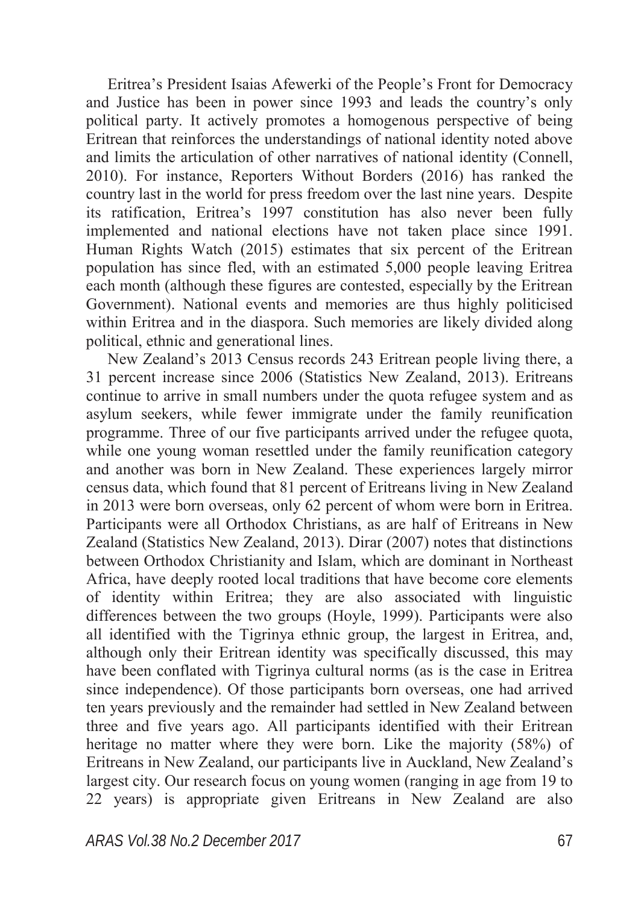Eritrea's President Isaias Afewerki of the People's Front for Democracy and Justice has been in power since 1993 and leads the country's only political party. It actively promotes a homogenous perspective of being Eritrean that reinforces the understandings of national identity noted above and limits the articulation of other narratives of national identity (Connell, 2010). For instance, Reporters Without Borders (2016) has ranked the country last in the world for press freedom over the last nine years. Despite its ratification, Eritrea's 1997 constitution has also never been fully implemented and national elections have not taken place since 1991. Human Rights Watch (2015) estimates that six percent of the Eritrean population has since fled, with an estimated 5,000 people leaving Eritrea each month (although these figures are contested, especially by the Eritrean Government). National events and memories are thus highly politicised within Eritrea and in the diaspora. Such memories are likely divided along political, ethnic and generational lines.

New Zealand's 2013 Census records 243 Eritrean people living there, a 31 percent increase since 2006 (Statistics New Zealand, 2013). Eritreans continue to arrive in small numbers under the quota refugee system and as asylum seekers, while fewer immigrate under the family reunification programme. Three of our five participants arrived under the refugee quota, while one young woman resettled under the family reunification category and another was born in New Zealand. These experiences largely mirror census data, which found that 81 percent of Eritreans living in New Zealand in 2013 were born overseas, only 62 percent of whom were born in Eritrea. Participants were all Orthodox Christians, as are half of Eritreans in New Zealand (Statistics New Zealand, 2013). Dirar (2007) notes that distinctions between Orthodox Christianity and Islam, which are dominant in Northeast Africa, have deeply rooted local traditions that have become core elements of identity within Eritrea; they are also associated with linguistic differences between the two groups (Hoyle, 1999). Participants were also all identified with the Tigrinya ethnic group, the largest in Eritrea, and, although only their Eritrean identity was specifically discussed, this may have been conflated with Tigrinya cultural norms (as is the case in Eritrea since independence). Of those participants born overseas, one had arrived ten years previously and the remainder had settled in New Zealand between three and five years ago. All participants identified with their Eritrean heritage no matter where they were born. Like the majority (58%) of Eritreans in New Zealand, our participants live in Auckland, New Zealand's largest city. Our research focus on young women (ranging in age from 19 to 22 years) is appropriate given Eritreans in New Zealand are also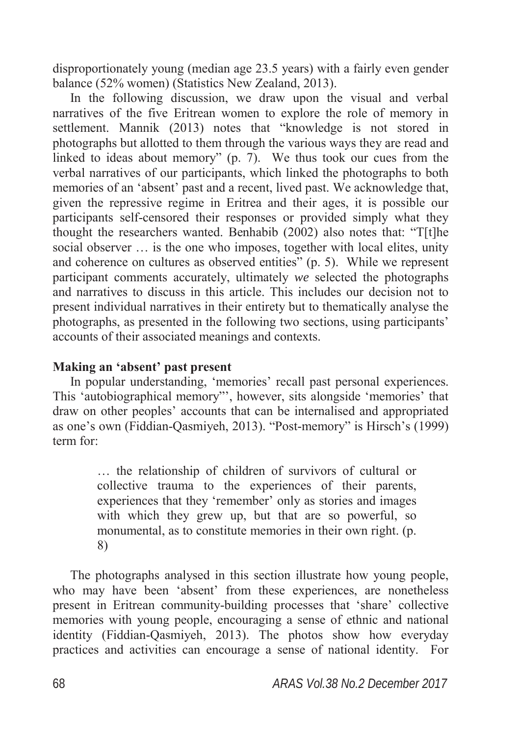disproportionately young (median age 23.5 years) with a fairly even gender balance (52% women) (Statistics New Zealand, 2013).

In the following discussion, we draw upon the visual and verbal narratives of the five Eritrean women to explore the role of memory in settlement. Mannik (2013) notes that "knowledge is not stored in photographs but allotted to them through the various ways they are read and linked to ideas about memory" (p. 7). We thus took our cues from the verbal narratives of our participants, which linked the photographs to both memories of an 'absent' past and a recent, lived past. We acknowledge that, given the repressive regime in Eritrea and their ages, it is possible our participants self-censored their responses or provided simply what they thought the researchers wanted. Benhabib (2002) also notes that: "T[t]he social observer … is the one who imposes, together with local elites, unity and coherence on cultures as observed entities" (p. 5). While we represent participant comments accurately, ultimately *we* selected the photographs and narratives to discuss in this article. This includes our decision not to present individual narratives in their entirety but to thematically analyse the photographs, as presented in the following two sections, using participants' accounts of their associated meanings and contexts.

**Making an 'absent' past present**

In popular understanding, 'memories' recall past personal experiences. This 'autobiographical memory"', however, sits alongside 'memories' that draw on other peoples' accounts that can be internalised and appropriated as one's own (Fiddian-Qasmiyeh, 2013). "Post-memory" is Hirsch's (1999) term for:

> … the relationship of children of survivors of cultural or collective trauma to the experiences of their parents, experiences that they 'remember' only as stories and images with which they grew up, but that are so powerful, so monumental, as to constitute memories in their own right. (p. 8)

The photographs analysed in this section illustrate how young people, who may have been 'absent' from these experiences, are nonetheless present in Eritrean community-building processes that 'share' collective memories with young people, encouraging a sense of ethnic and national identity (Fiddian-Qasmiyeh, 2013). The photos show how everyday practices and activities can encourage a sense of national identity. For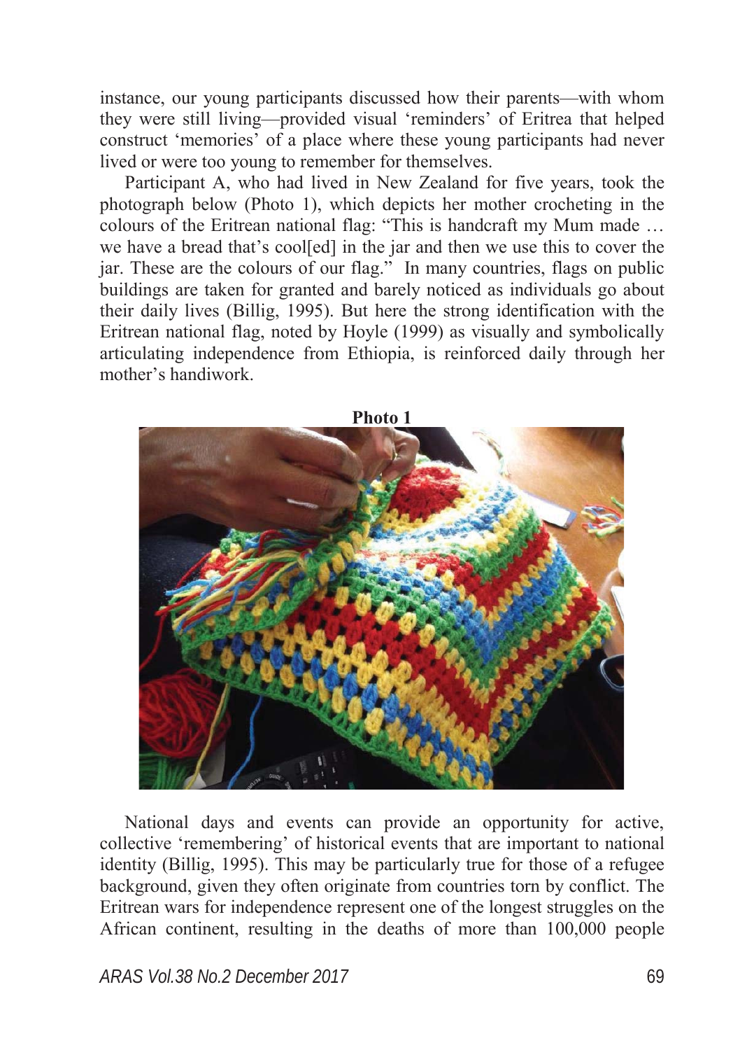instance, our young participants discussed how their parents—with whom they were still living—provided visual 'reminders' of Eritrea that helped construct 'memories' of a place where these young participants had never lived or were too young to remember for themselves.

Participant A, who had lived in New Zealand for five years, took the photograph below (Photo 1), which depicts her mother crocheting in the colours of the Eritrean national flag: "This is handcraft my Mum made … we have a bread that's cool[ed] in the jar and then we use this to cover the jar. These are the colours of our flag." In many countries, flags on public buildings are taken for granted and barely noticed as individuals go about their daily lives (Billig, 1995). But here the strong identification with the Eritrean national flag, noted by Hoyle (1999) as visually and symbolically articulating independence from Ethiopia, is reinforced daily through her mother's handiwork.

**Photo 1**

National days and events can provide an opportunity for active, collective 'remembering' of historical events that are important to national identity (Billig, 1995). This may be particularly true for those of a refugee background, given they often originate from countries torn by conflict. The Eritrean wars for independence represent one of the longest struggles on the African continent, resulting in the deaths of more than 100,000 people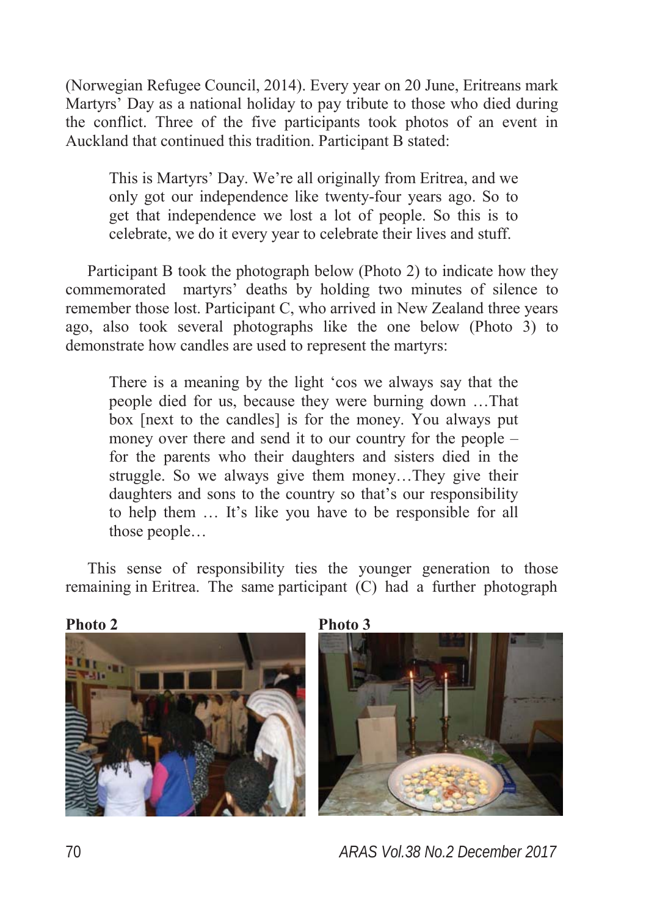(Norwegian Refugee Council, 2014). Every year on 20 June, Eritreans mark Martyrs' Day as a national holiday to pay tribute to those who died during the conflict. Three of the five participants took photos of an event in Auckland that continued this tradition. Participant B stated:

> This is Martyrs' Day. We're all originally from Eritrea, and we only got our independence like twenty-four years ago. So to get that independence we lost a lot of people. So this is to celebrate, we do it every year to celebrate their lives and stuff.

Participant B took the photograph below (Photo 2) to indicate how they commemorated martyrs' deaths by holding two minutes of silence to remember those lost. Participant C, who arrived in New Zealand three years ago, also took several photographs like the one below (Photo 3) to demonstrate how candles are used to represent the martyrs:

> There is a meaning by the light 'cos we always say that the people died for us, because they were burning down …That box [next to the candles] is for the money. You always put money over there and send it to our country for the people – for the parents who their daughters and sisters died in the struggle. So we always give them money…They give their daughters and sons to the country so that's our responsibility to help them … It's like you have to be responsible for all those people…

This sense of responsibility ties the younger generation to those remaining in Eritrea. The same participant (C) had a further photograph

**Photo 2**

**Photo 3**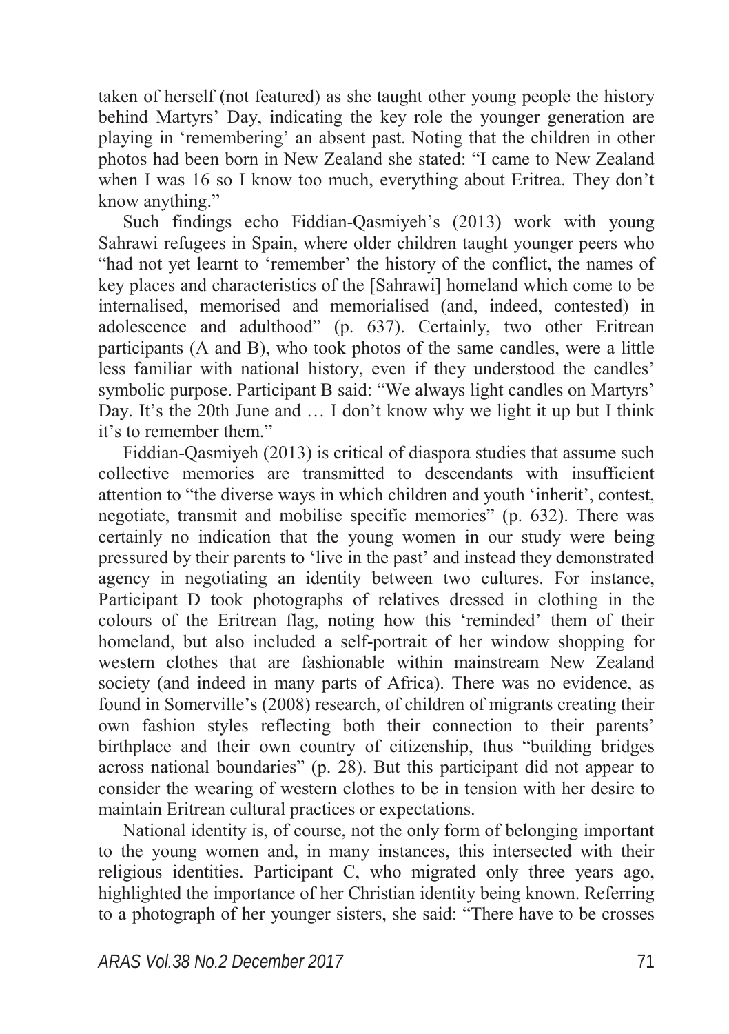taken of herself (not featured) as she taught other young people the history behind Martyrs' Day, indicating the key role the younger generation are playing in 'remembering' an absent past. Noting that the children in other photos had been born in New Zealand she stated: "I came to New Zealand when I was 16 so I know too much, everything about Eritrea. They don't know anything."

Such findings echo Fiddian-Qasmiyeh's (2013) work with young Sahrawi refugees in Spain, where older children taught younger peers who "had not yet learnt to 'remember' the history of the conflict, the names of key places and characteristics of the [Sahrawi] homeland which come to be internalised, memorised and memorialised (and, indeed, contested) in adolescence and adulthood" (p. 637). Certainly, two other Eritrean participants (A and B), who took photos of the same candles, were a little less familiar with national history, even if they understood the candles' symbolic purpose. Participant B said: "We always light candles on Martyrs' Day. It's the 20th June and … I don't know why we light it up but I think it's to remember them."

Fiddian-Qasmiyeh (2013) is critical of diaspora studies that assume such collective memories are transmitted to descendants with insufficient attention to "the diverse ways in which children and youth 'inherit', contest, negotiate, transmit and mobilise specific memories" (p. 632). There was certainly no indication that the young women in our study were being pressured by their parents to 'live in the past' and instead they demonstrated agency in negotiating an identity between two cultures. For instance, Participant D took photographs of relatives dressed in clothing in the colours of the Eritrean flag, noting how this 'reminded' them of their homeland, but also included a self-portrait of her window shopping for western clothes that are fashionable within mainstream New Zealand society (and indeed in many parts of Africa). There was no evidence, as found in Somerville's (2008) research, of children of migrants creating their own fashion styles reflecting both their connection to their parents' birthplace and their own country of citizenship, thus "building bridges across national boundaries" (p. 28). But this participant did not appear to consider the wearing of western clothes to be in tension with her desire to maintain Eritrean cultural practices or expectations.

National identity is, of course, not the only form of belonging important to the young women and, in many instances, this intersected with their religious identities. Participant C, who migrated only three years ago, highlighted the importance of her Christian identity being known. Referring to a photograph of her younger sisters, she said: "There have to be crosses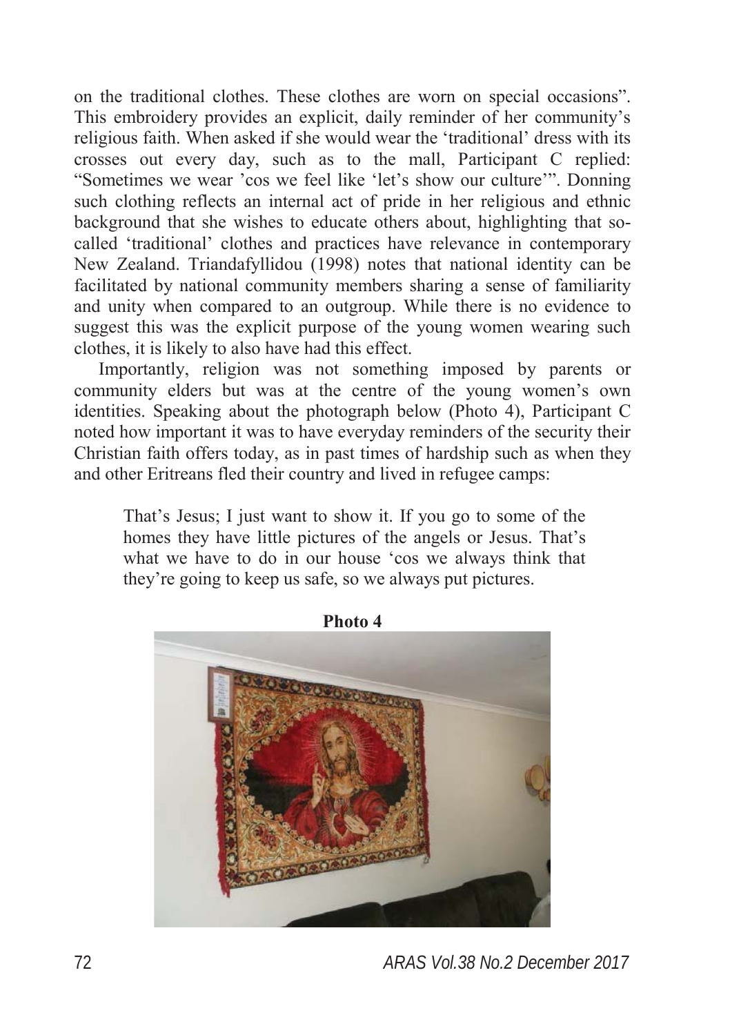on the traditional clothes. These clothes are worn on special occasions". This embroidery provides an explicit, daily reminder of her community's religious faith. When asked if she would wear the 'traditional' dress with its crosses out every day, such as to the mall, Participant C replied: "Sometimes we wear 'cos we feel like 'let's show our culture'". Donning such clothing reflects an internal act of pride in her religious and ethnic background that she wishes to educate others about, highlighting that so-called 'traditional' clothes and practices have relevance in contemporary New Zealand. Triandafyllidou (1998) notes that national identity can be facilitated by national community members sharing a sense of familiarity and unity when compared to an outgroup. While there is no evidence to suggest this was the explicit purpose of the young women wearing such clothes, it is likely to also have had this effect.

Importantly, religion was not something imposed by parents or community elders but was at the centre of the young women's own identities. Speaking about the photograph below (Photo 4), Participant C noted how important it was to have everyday reminders of the security their Christian faith offers today, as in past times of hardship such as when they and other Eritreans fled their country and lived in refugee camps:

> That's Jesus; I just want to show it. If you go to some of the homes they have little pictures of the angels or Jesus. That's what we have to do in our house 'cos we always think that they're going to keep us safe, so we always put pictures.

**Photo 4**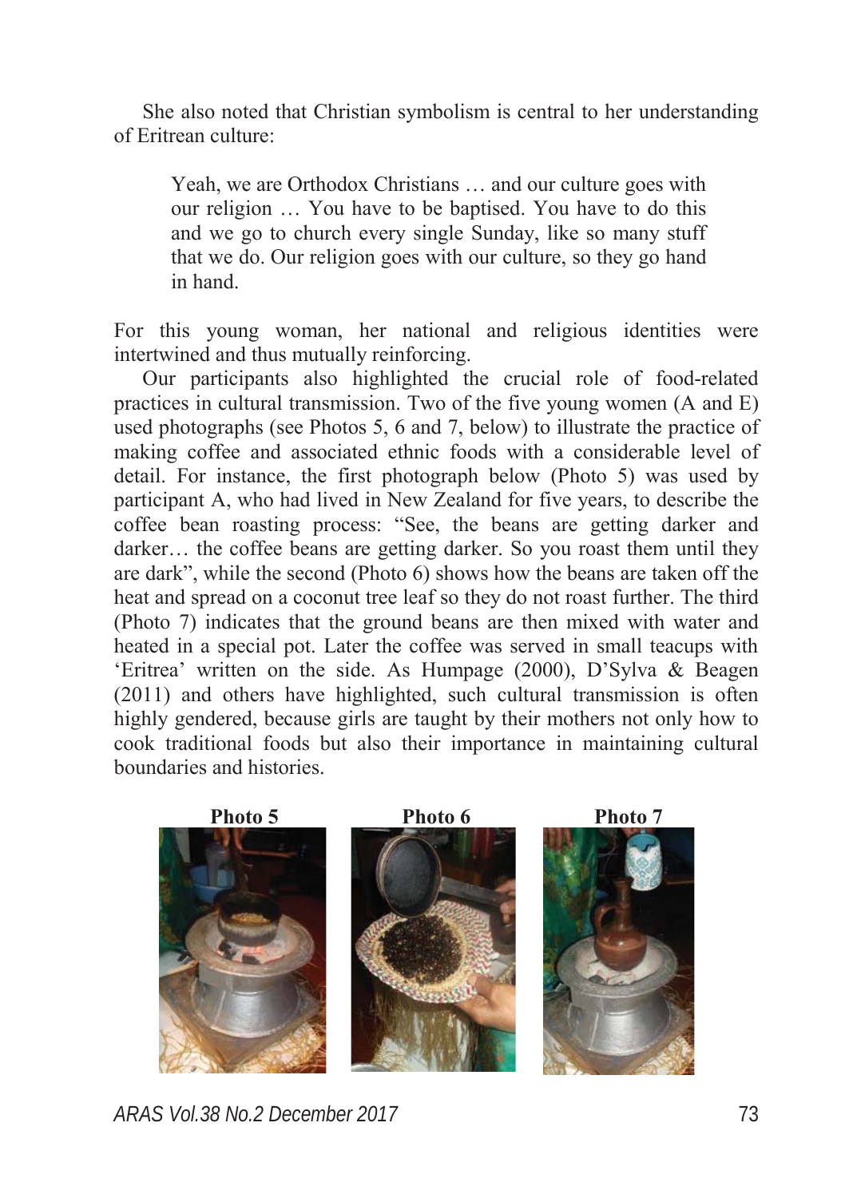She also noted that Christian symbolism is central to her understanding of Eritrean culture:

> Yeah, we are Orthodox Christians … and our culture goes with our religion … You have to be baptised. You have to do this and we go to church every single Sunday, like so many stuff that we do. Our religion goes with our culture, so they go hand in hand.

For this young woman, her national and religious identities were intertwined and thus mutually reinforcing.

Our participants also highlighted the crucial role of food-related practices in cultural transmission. Two of the five young women (A and E) used photographs (see Photos 5, 6 and 7, below) to illustrate the practice of making coffee and associated ethnic foods with a considerable level of detail. For instance, the first photograph below (Photo 5) was used by participant A, who had lived in New Zealand for five years, to describe the coffee bean roasting process: "See, the beans are getting darker and darker… the coffee beans are getting darker. So you roast them until they are dark", while the second (Photo 6) shows how the beans are taken off the heat and spread on a coconut tree leaf so they do not roast further. The third (Photo 7) indicates that the ground beans are then mixed with water and heated in a special pot. Later the coffee was served in small teacups with 'Eritrea' written on the side. As Humpage (2000), D'Sylva & Beagen (2011) and others have highlighted, such cultural transmission is often highly gendered, because girls are taught by their mothers not only how to cook traditional foods but also their importance in maintaining cultural boundaries and histories.

**Photo 5** **Photo 6** **Photo 7**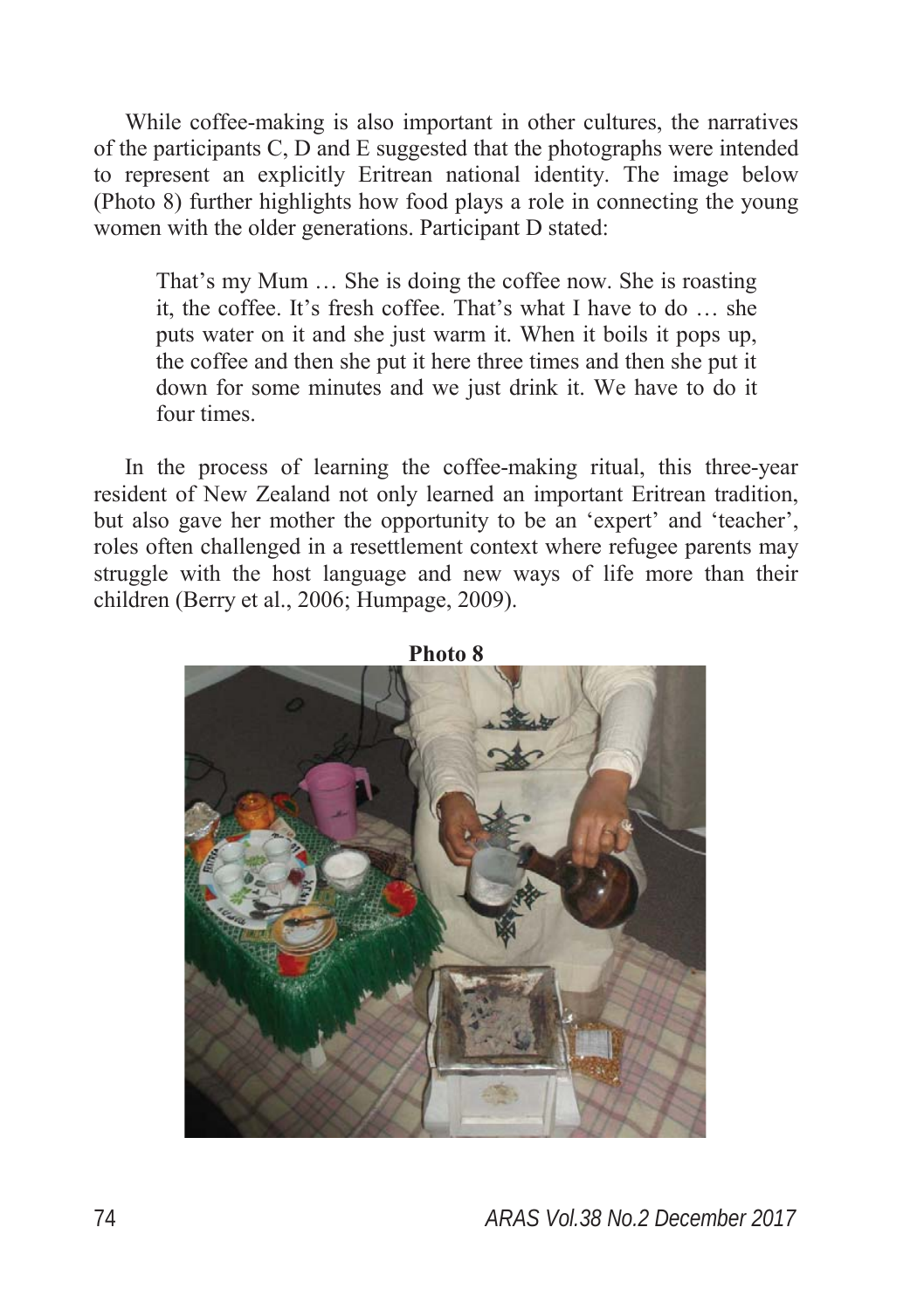While coffee-making is also important in other cultures, the narratives of the participants C, D and E suggested that the photographs were intended to represent an explicitly Eritrean national identity. The image below (Photo 8) further highlights how food plays a role in connecting the young women with the older generations. Participant D stated:

> That's my Mum … She is doing the coffee now. She is roasting it, the coffee. It's fresh coffee. That's what I have to do … she puts water on it and she just warm it. When it boils it pops up, the coffee and then she put it here three times and then she put it down for some minutes and we just drink it. We have to do it four times.

In the process of learning the coffee-making ritual, this three-year resident of New Zealand not only learned an important Eritrean tradition, but also gave her mother the opportunity to be an 'expert' and 'teacher', roles often challenged in a resettlement context where refugee parents may struggle with the host language and new ways of life more than their children (Berry et al., 2006; Humpage, 2009).

**Photo 8**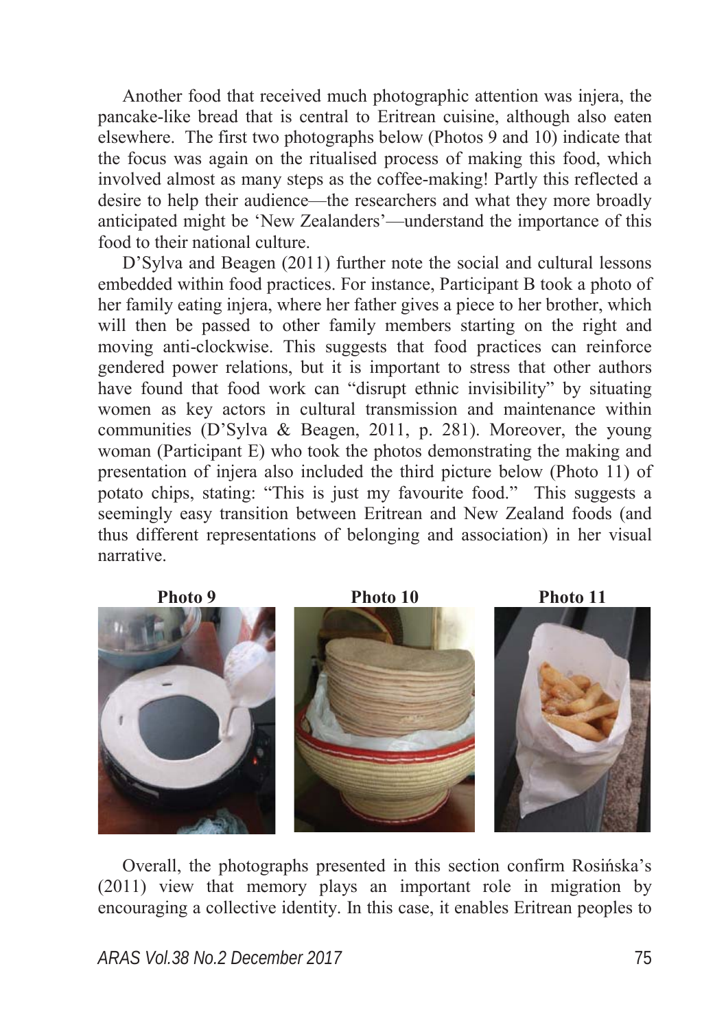Another food that received much photographic attention was injera, the pancake-like bread that is central to Eritrean cuisine, although also eaten elsewhere. The first two photographs below (Photos 9 and 10) indicate that the focus was again on the ritualised process of making this food, which involved almost as many steps as the coffee-making! Partly this reflected a desire to help their audience—the researchers and what they more broadly anticipated might be 'New Zealanders'—understand the importance of this food to their national culture.

D'Sylva and Beagen (2011) further note the social and cultural lessons embedded within food practices. For instance, Participant B took a photo of her family eating injera, where her father gives a piece to her brother, which will then be passed to other family members starting on the right and moving anti-clockwise. This suggests that food practices can reinforce gendered power relations, but it is important to stress that other authors have found that food work can "disrupt ethnic invisibility" by situating women as key actors in cultural transmission and maintenance within communities (D'Sylva & Beagen, 2011, p. 281). Moreover, the young woman (Participant E) who took the photos demonstrating the making and presentation of injera also included the third picture below (Photo 11) of potato chips, stating: "This is just my favourite food." This suggests a seemingly easy transition between Eritrean and New Zealand foods (and thus different representations of belonging and association) in her visual narrative.

**Photo 9** **Photo 10** **Photo 11**

Overall, the photographs presented in this section confirm Rosińska's (2011) view that memory plays an important role in migration by encouraging a collective identity. In this case, it enables Eritrean peoples to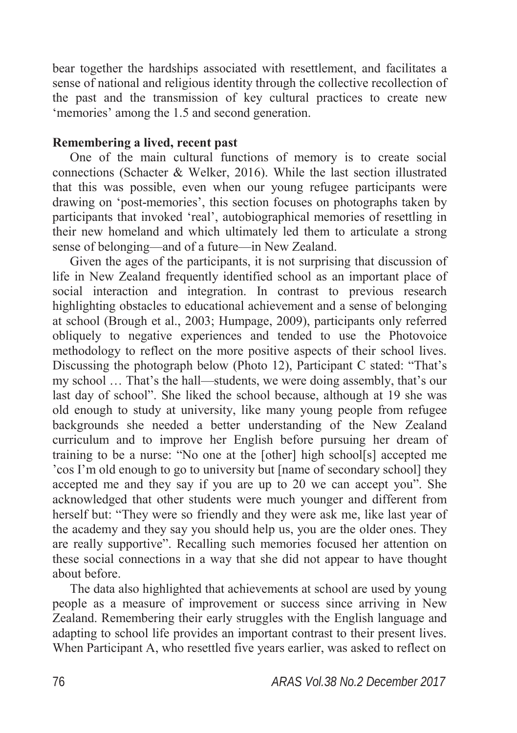bear together the hardships associated with resettlement, and facilitates a sense of national and religious identity through the collective recollection of the past and the transmission of key cultural practices to create new 'memories' among the 1.5 and second generation.

**Remembering a lived, recent past**

One of the main cultural functions of memory is to create social connections (Schacter & Welker, 2016). While the last section illustrated that this was possible, even when our young refugee participants were drawing on 'post-memories', this section focuses on photographs taken by participants that invoked 'real', autobiographical memories of resettling in their new homeland and which ultimately led them to articulate a strong sense of belonging—and of a future—in New Zealand.

Given the ages of the participants, it is not surprising that discussion of life in New Zealand frequently identified school as an important place of social interaction and integration. In contrast to previous research highlighting obstacles to educational achievement and a sense of belonging at school (Brough et al., 2003; Humpage, 2009), participants only referred obliquely to negative experiences and tended to use the Photovoice methodology to reflect on the more positive aspects of their school lives. Discussing the photograph below (Photo 12), Participant C stated: "That's my school … That's the hall—students, we were doing assembly, that's our last day of school". She liked the school because, although at 19 she was old enough to study at university, like many young people from refugee backgrounds she needed a better understanding of the New Zealand curriculum and to improve her English before pursuing her dream of training to be a nurse: "No one at the [other] high school[s] accepted me 'cos I'm old enough to go to university but [name of secondary school] they accepted me and they say if you are up to 20 we can accept you". She acknowledged that other students were much younger and different from herself but: "They were so friendly and they were ask me, like last year of the academy and they say you should help us, you are the older ones. They are really supportive". Recalling such memories focused her attention on these social connections in a way that she did not appear to have thought about before.

The data also highlighted that achievements at school are used by young people as a measure of improvement or success since arriving in New Zealand. Remembering their early struggles with the English language and adapting to school life provides an important contrast to their present lives. When Participant A, who resettled five years earlier, was asked to reflect on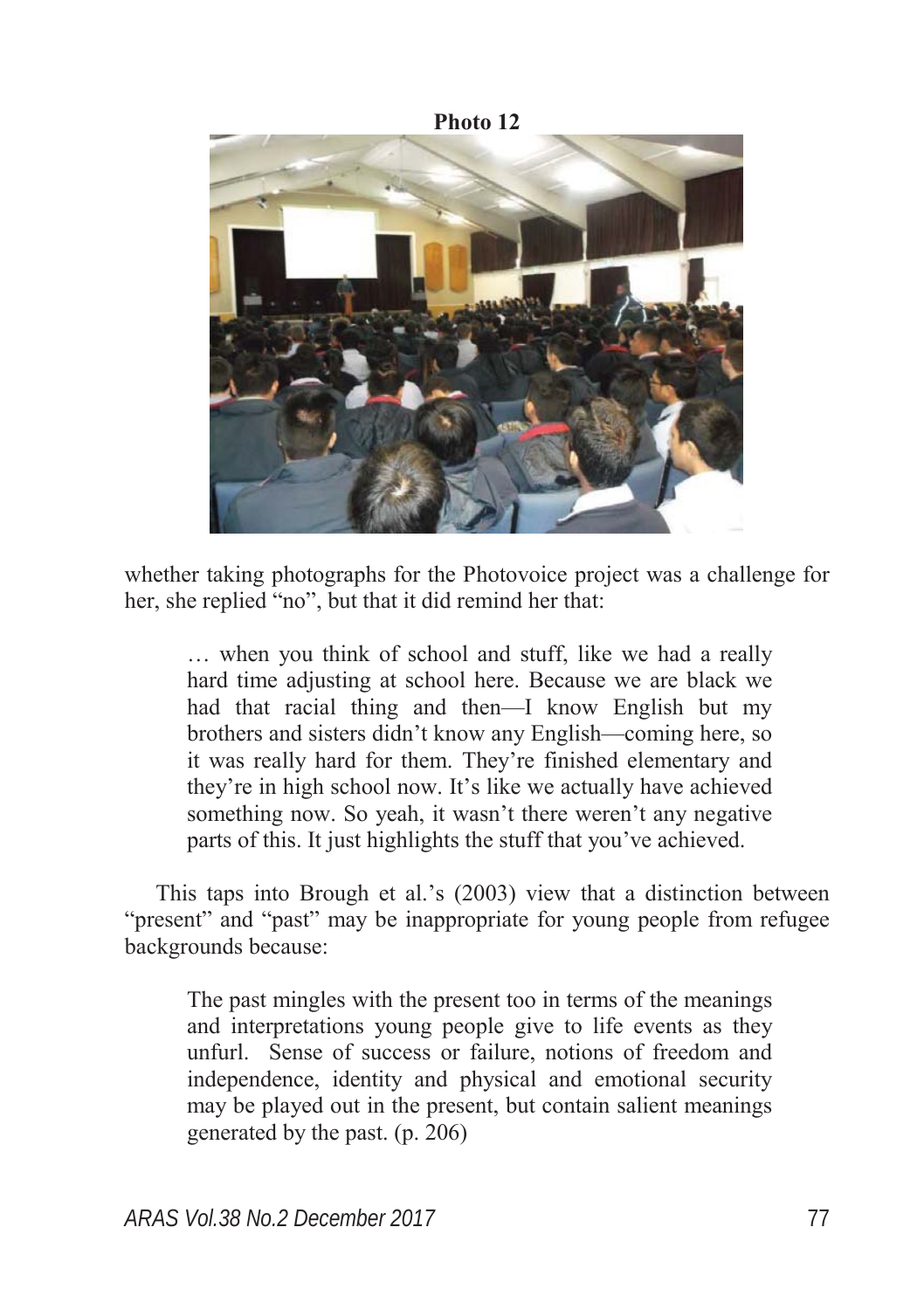**Photo 12**

whether taking photographs for the Photovoice project was a challenge for her, she replied "no", but that it did remind her that:

> … when you think of school and stuff, like we had a really hard time adjusting at school here. Because we are black we had that racial thing and then—I know English but my brothers and sisters didn't know any English—coming here, so it was really hard for them. They're finished elementary and they're in high school now. It's like we actually have achieved something now. So yeah, it wasn't there weren't any negative parts of this. It just highlights the stuff that you've achieved.

This taps into Brough et al.'s (2003) view that a distinction between "present" and "past" may be inappropriate for young people from refugee backgrounds because:

> The past mingles with the present too in terms of the meanings and interpretations young people give to life events as they unfurl. Sense of success or failure, notions of freedom and independence, identity and physical and emotional security may be played out in the present, but contain salient meanings generated by the past. (p. 206)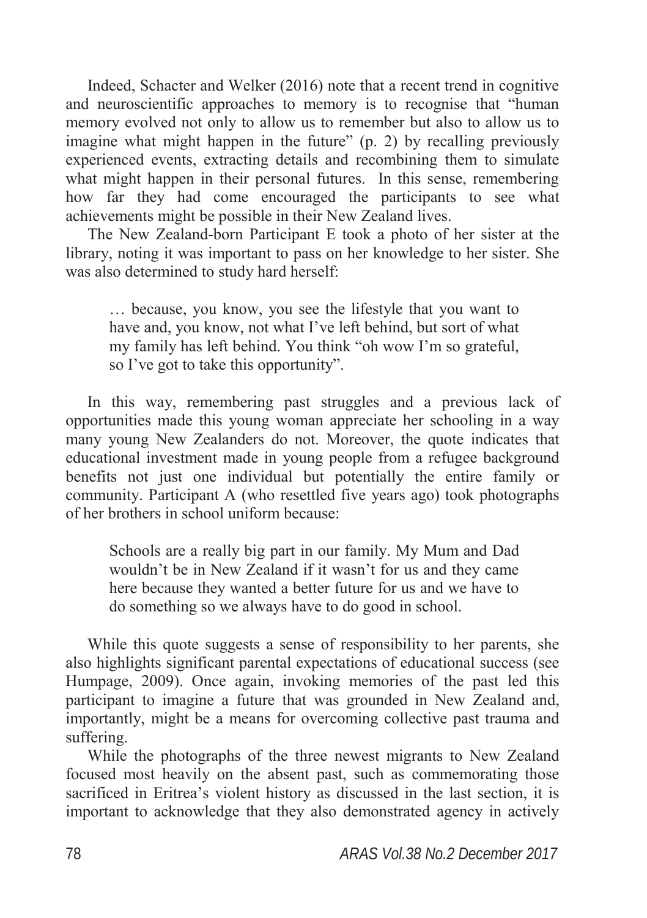Indeed, Schacter and Welker (2016) note that a recent trend in cognitive and neuroscientific approaches to memory is to recognise that "human memory evolved not only to allow us to remember but also to allow us to imagine what might happen in the future" (p. 2) by recalling previously experienced events, extracting details and recombining them to simulate what might happen in their personal futures. In this sense, remembering how far they had come encouraged the participants to see what achievements might be possible in their New Zealand lives.

The New Zealand-born Participant E took a photo of her sister at the library, noting it was important to pass on her knowledge to her sister. She was also determined to study hard herself:

> … because, you know, you see the lifestyle that you want to have and, you know, not what I've left behind, but sort of what my family has left behind. You think "oh wow I'm so grateful, so I've got to take this opportunity".

In this way, remembering past struggles and a previous lack of opportunities made this young woman appreciate her schooling in a way many young New Zealanders do not. Moreover, the quote indicates that educational investment made in young people from a refugee background benefits not just one individual but potentially the entire family or community. Participant A (who resettled five years ago) took photographs of her brothers in school uniform because:

> Schools are a really big part in our family. My Mum and Dad wouldn't be in New Zealand if it wasn't for us and they came here because they wanted a better future for us and we have to do something so we always have to do good in school.

While this quote suggests a sense of responsibility to her parents, she also highlights significant parental expectations of educational success (see Humpage, 2009). Once again, invoking memories of the past led this participant to imagine a future that was grounded in New Zealand and, importantly, might be a means for overcoming collective past trauma and suffering.

While the photographs of the three newest migrants to New Zealand focused most heavily on the absent past, such as commemorating those sacrificed in Eritrea's violent history as discussed in the last section, it is important to acknowledge that they also demonstrated agency in actively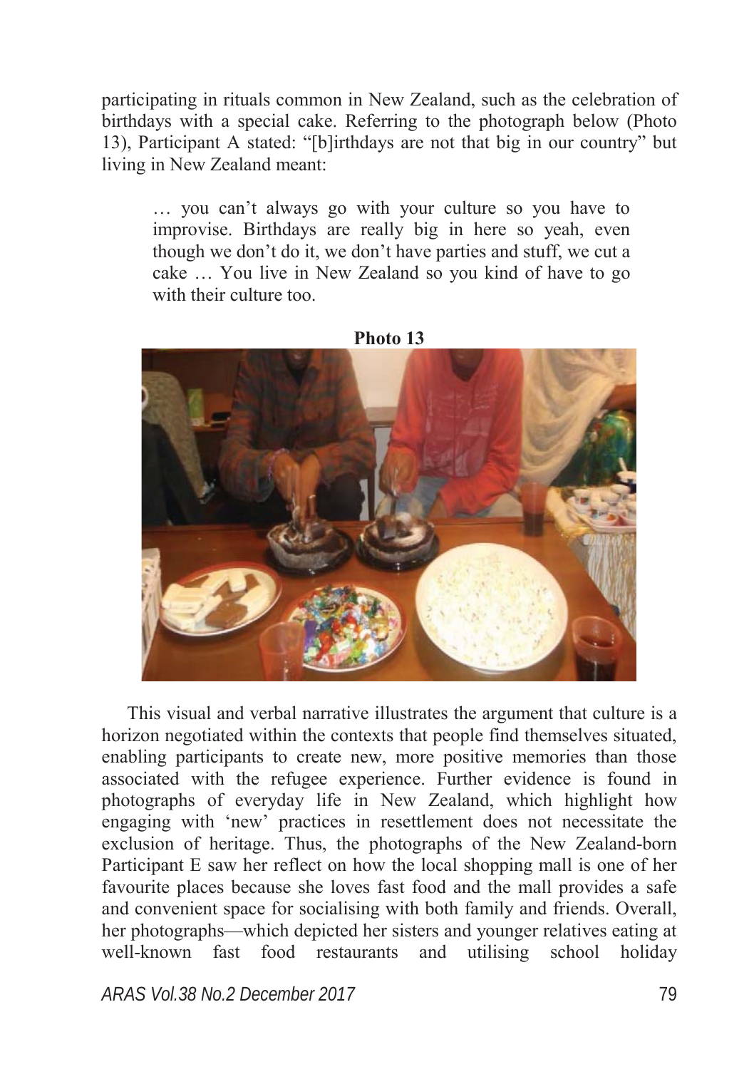participating in rituals common in New Zealand, such as the celebration of birthdays with a special cake. Referring to the photograph below (Photo 13), Participant A stated: "[b]irthdays are not that big in our country" but living in New Zealand meant:

> … you can't always go with your culture so you have to improvise. Birthdays are really big in here so yeah, even though we don't do it, we don't have parties and stuff, we cut a cake … You live in New Zealand so you kind of have to go with their culture too.

**Photo 13**

This visual and verbal narrative illustrates the argument that culture is a horizon negotiated within the contexts that people find themselves situated, enabling participants to create new, more positive memories than those associated with the refugee experience. Further evidence is found in photographs of everyday life in New Zealand, which highlight how engaging with 'new' practices in resettlement does not necessitate the exclusion of heritage. Thus, the photographs of the New Zealand-born Participant E saw her reflect on how the local shopping mall is one of her favourite places because she loves fast food and the mall provides a safe and convenient space for socialising with both family and friends. Overall, her photographs—which depicted her sisters and younger relatives eating at well-known fast food restaurants and utilising school holiday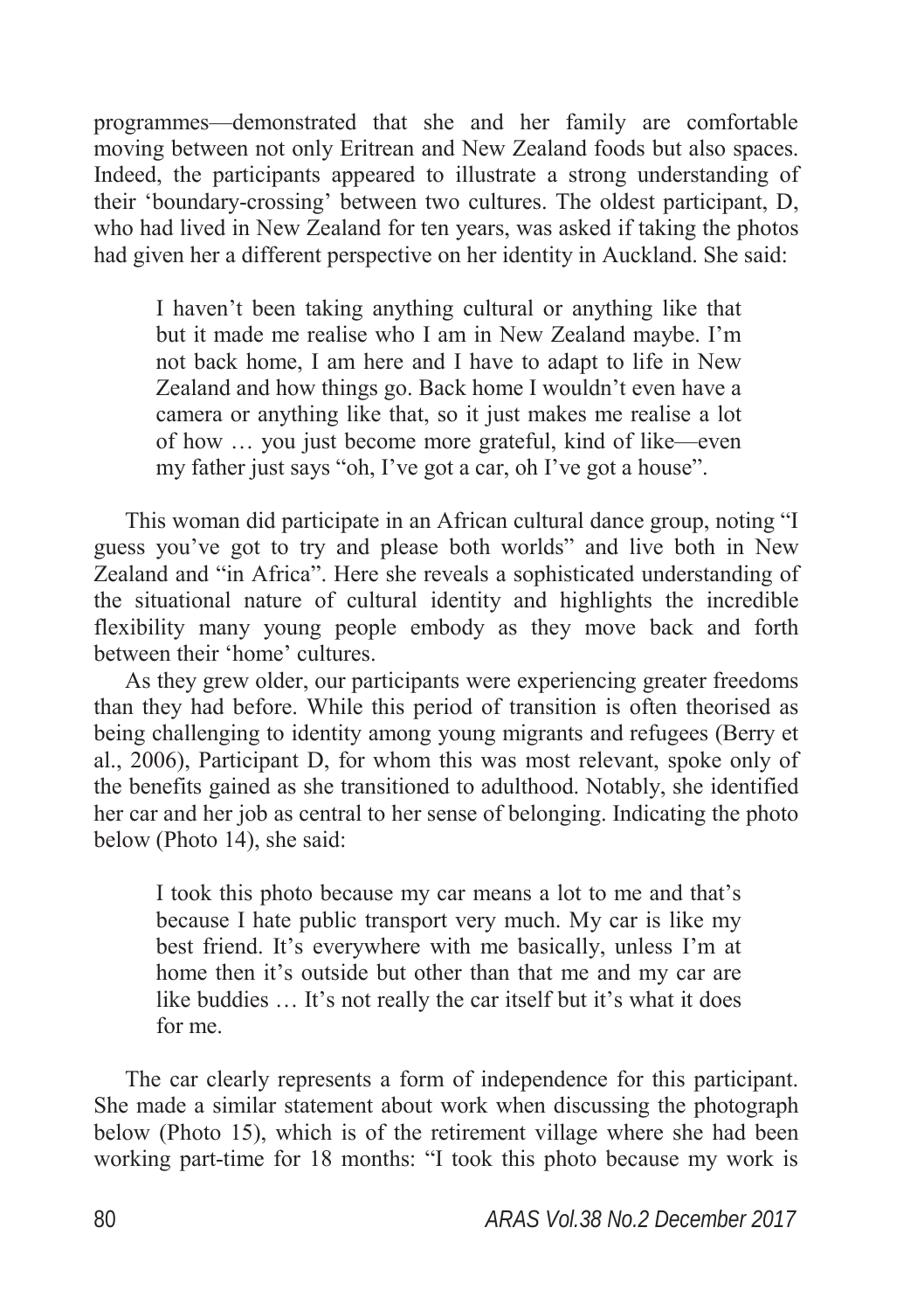programmes—demonstrated that she and her family are comfortable moving between not only Eritrean and New Zealand foods but also spaces. Indeed, the participants appeared to illustrate a strong understanding of their 'boundary-crossing' between two cultures. The oldest participant, D, who had lived in New Zealand for ten years, was asked if taking the photos had given her a different perspective on her identity in Auckland. She said:

> I haven't been taking anything cultural or anything like that but it made me realise who I am in New Zealand maybe. I'm not back home, I am here and I have to adapt to life in New Zealand and how things go. Back home I wouldn't even have a camera or anything like that, so it just makes me realise a lot of how … you just become more grateful, kind of like—even my father just says "oh, I've got a car, oh I've got a house".

This woman did participate in an African cultural dance group, noting "I guess you've got to try and please both worlds" and live both in New Zealand and "in Africa". Here she reveals a sophisticated understanding of the situational nature of cultural identity and highlights the incredible flexibility many young people embody as they move back and forth between their 'home' cultures.

As they grew older, our participants were experiencing greater freedoms than they had before. While this period of transition is often theorised as being challenging to identity among young migrants and refugees (Berry et al., 2006), Participant D, for whom this was most relevant, spoke only of the benefits gained as she transitioned to adulthood. Notably, she identified her car and her job as central to her sense of belonging. Indicating the photo below (Photo 14), she said:

> I took this photo because my car means a lot to me and that's because I hate public transport very much. My car is like my best friend. It's everywhere with me basically, unless I'm at home then it's outside but other than that me and my car are like buddies … It's not really the car itself but it's what it does for me.

The car clearly represents a form of independence for this participant. She made a similar statement about work when discussing the photograph below (Photo 15), which is of the retirement village where she had been working part-time for 18 months: "I took this photo because my work is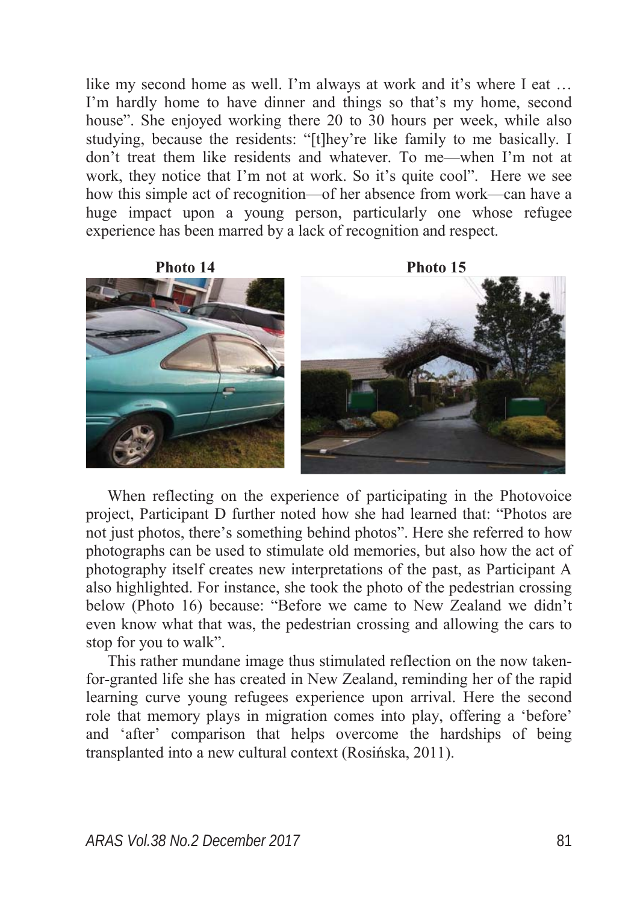like my second home as well. I'm always at work and it's where I eat … I'm hardly home to have dinner and things so that's my home, second house". She enjoyed working there 20 to 30 hours per week, while also studying, because the residents: "[t]hey're like family to me basically. I don't treat them like residents and whatever. To me—when I'm not at work, they notice that I'm not at work. So it's quite cool". Here we see how this simple act of recognition—of her absence from work—can have a huge impact upon a young person, particularly one whose refugee experience has been marred by a lack of recognition and respect.

**Photo 14** **Photo 15**

When reflecting on the experience of participating in the Photovoice project, Participant D further noted how she had learned that: "Photos are not just photos, there's something behind photos". Here she referred to how photographs can be used to stimulate old memories, but also how the act of photography itself creates new interpretations of the past, as Participant A also highlighted. For instance, she took the photo of the pedestrian crossing below (Photo 16) because: "Before we came to New Zealand we didn't even know what that was, the pedestrian crossing and allowing the cars to stop for you to walk".

This rather mundane image thus stimulated reflection on the now taken-for-granted life she has created in New Zealand, reminding her of the rapid learning curve young refugees experience upon arrival. Here the second role that memory plays in migration comes into play, offering a 'before' and 'after' comparison that helps overcome the hardships of being transplanted into a new cultural context (Rosińska, 2011).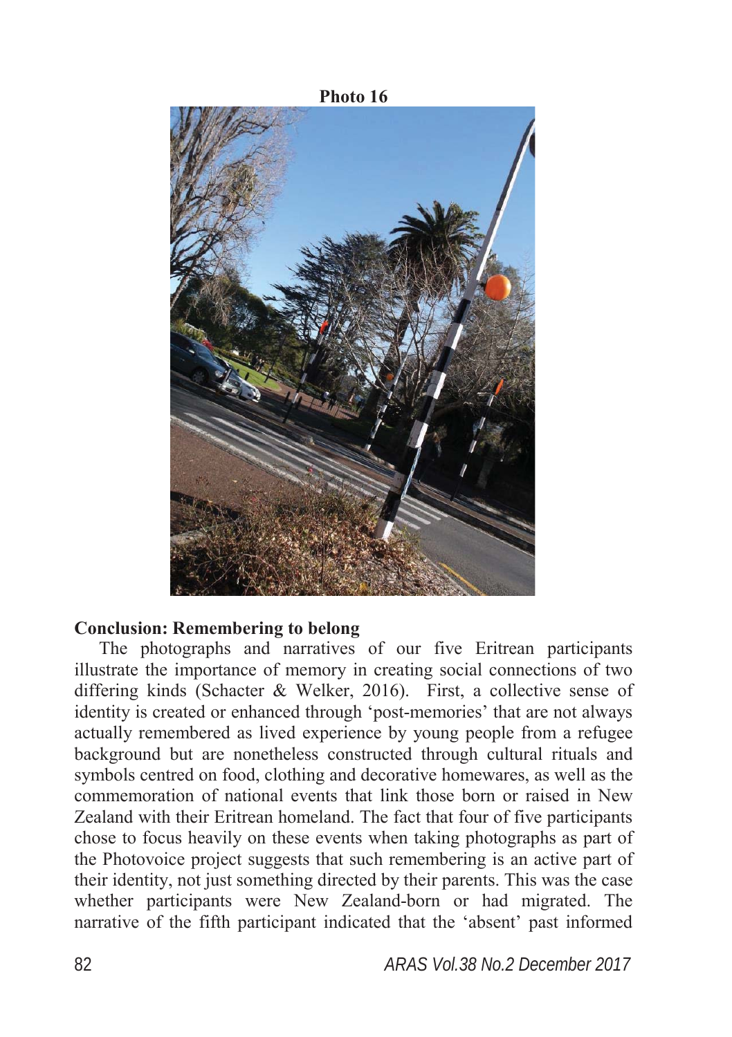**Photo 16**

## Conclusion: Remembering to belong

The photographs and narratives of our five Eritrean participants illustrate the importance of memory in creating social connections of two differing kinds (Schacter & Welker, 2016). First, a collective sense of identity is created or enhanced through 'post-memories' that are not always actually remembered as lived experience by young people from a refugee background but are nonetheless constructed through cultural rituals and symbols centred on food, clothing and decorative homewares, as well as the commemoration of national events that link those born or raised in New Zealand with their Eritrean homeland. The fact that four of five participants chose to focus heavily on these events when taking photographs as part of the Photovoice project suggests that such remembering is an active part of their identity, not just something directed by their parents. This was the case whether participants were New Zealand-born or had migrated. The narrative of the fifth participant indicated that the 'absent' past informed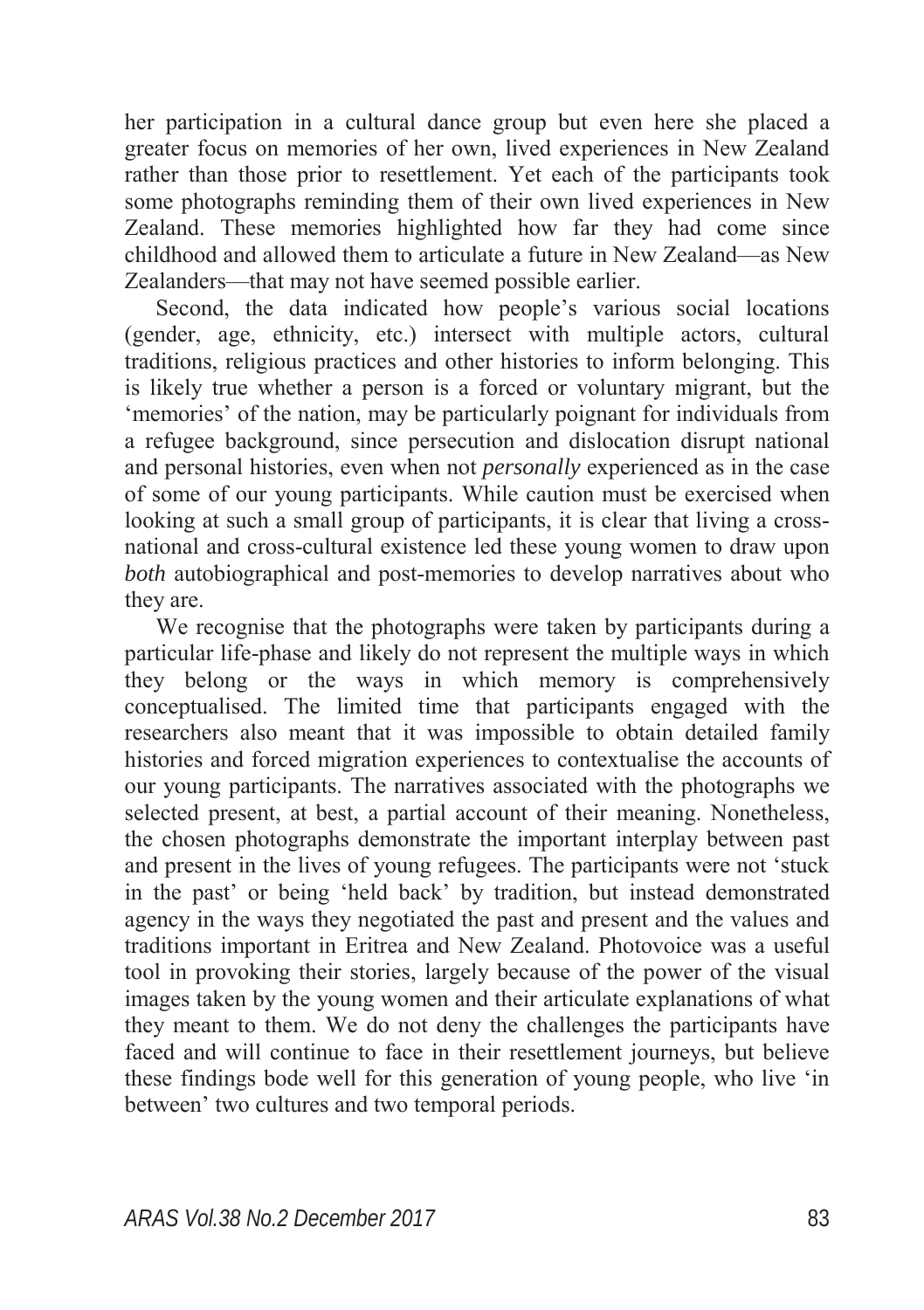her participation in a cultural dance group but even here she placed a greater focus on memories of her own, lived experiences in New Zealand rather than those prior to resettlement. Yet each of the participants took some photographs reminding them of their own lived experiences in New Zealand. These memories highlighted how far they had come since childhood and allowed them to articulate a future in New Zealand—as New Zealanders—that may not have seemed possible earlier.

Second, the data indicated how people's various social locations (gender, age, ethnicity, etc.) intersect with multiple actors, cultural traditions, religious practices and other histories to inform belonging. This is likely true whether a person is a forced or voluntary migrant, but the 'memories' of the nation, may be particularly poignant for individuals from a refugee background, since persecution and dislocation disrupt national and personal histories, even when not *personally* experienced as in the case of some of our young participants. While caution must be exercised when looking at such a small group of participants, it is clear that living a cross-national and cross-cultural existence led these young women to draw upon *both* autobiographical and post-memories to develop narratives about who they are.

We recognise that the photographs were taken by participants during a particular life-phase and likely do not represent the multiple ways in which they belong or the ways in which memory is comprehensively conceptualised. The limited time that participants engaged with the researchers also meant that it was impossible to obtain detailed family histories and forced migration experiences to contextualise the accounts of our young participants. The narratives associated with the photographs we selected present, at best, a partial account of their meaning. Nonetheless, the chosen photographs demonstrate the important interplay between past and present in the lives of young refugees. The participants were not 'stuck in the past' or being 'held back' by tradition, but instead demonstrated agency in the ways they negotiated the past and present and the values and traditions important in Eritrea and New Zealand. Photovoice was a useful tool in provoking their stories, largely because of the power of the visual images taken by the young women and their articulate explanations of what they meant to them. We do not deny the challenges the participants have faced and will continue to face in their resettlement journeys, but believe these findings bode well for this generation of young people, who live 'in between' two cultures and two temporal periods.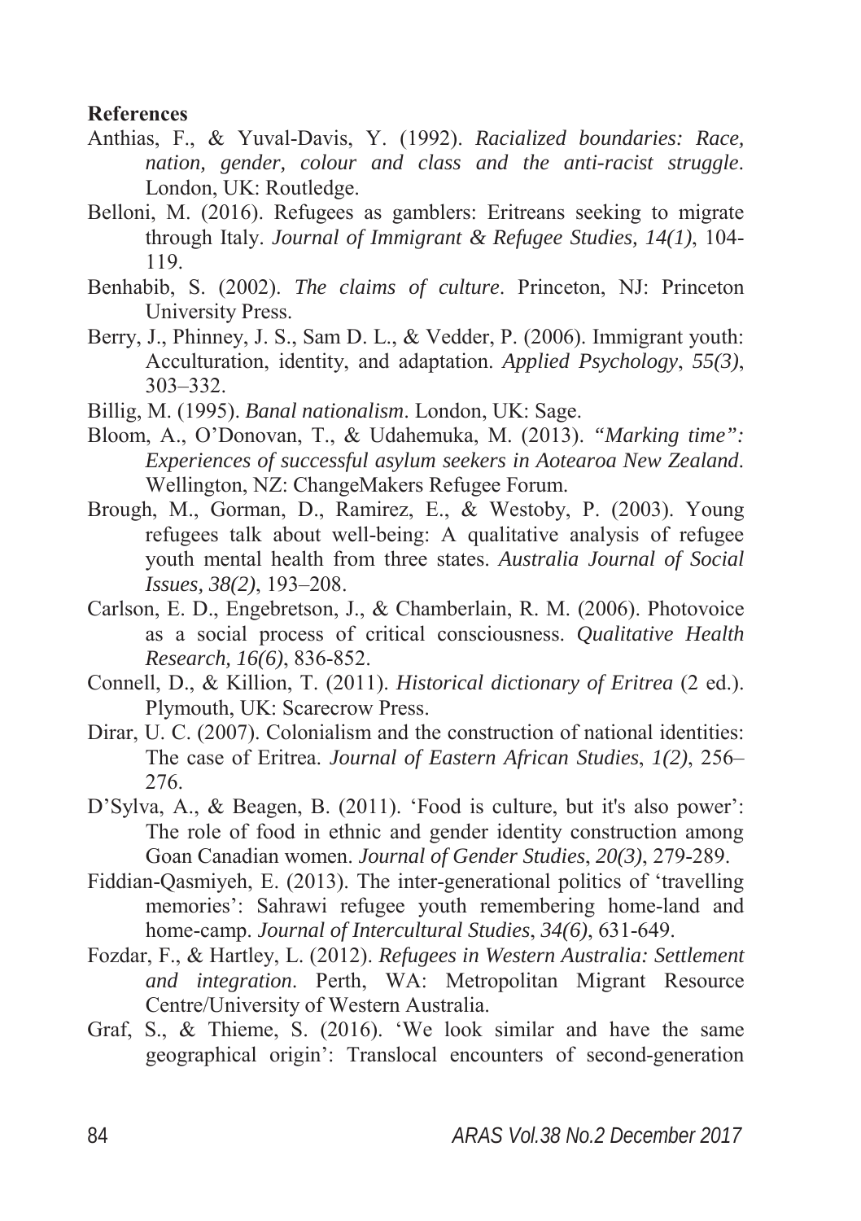**References**

Anthias, F., & Yuval-Davis, Y. (1992). *Racialized boundaries: Race, nation, gender, colour and class and the anti-racist struggle*. London, UK: Routledge.

Belloni, M. (2016). Refugees as gamblers: Eritreans seeking to migrate through Italy. *Journal of Immigrant & Refugee Studies, 14(1)*, 104-119.

Benhabib, S. (2002). *The claims of culture*. Princeton, NJ: Princeton University Press.

Berry, J., Phinney, J. S., Sam D. L., & Vedder, P. (2006). Immigrant youth: Acculturation, identity, and adaptation. *Applied Psychology*, *55(3)*, 303–332.

Billig, M. (1995). *Banal nationalism*. London, UK: Sage.

Bloom, A., O'Donovan, T., & Udahemuka, M. (2013). *"Marking time": Experiences of successful asylum seekers in Aotearoa New Zealand*. Wellington, NZ: ChangeMakers Refugee Forum.

Brough, M., Gorman, D., Ramirez, E., & Westoby, P. (2003). Young refugees talk about well-being: A qualitative analysis of refugee youth mental health from three states. *Australia Journal of Social Issues, 38(2)*, 193–208.

Carlson, E. D., Engebretson, J., & Chamberlain, R. M. (2006). Photovoice as a social process of critical consciousness. *Qualitative Health Research, 16(6)*, 836-852.

Connell, D., & Killion, T. (2011). *Historical dictionary of Eritrea* (2 ed.). Plymouth, UK: Scarecrow Press.

Dirar, U. C. (2007). Colonialism and the construction of national identities: The case of Eritrea. *Journal of Eastern African Studies*, *1(2)*, 256–276.

D'Sylva, A., & Beagen, B. (2011). 'Food is culture, but it's also power': The role of food in ethnic and gender identity construction among Goan Canadian women. *Journal of Gender Studies*, *20(3)*, 279-289.

Fiddian-Qasmiyeh, E. (2013). The inter-generational politics of 'travelling memories': Sahrawi refugee youth remembering home-land and home-camp. *Journal of Intercultural Studies*, *34(6)*, 631-649.

Fozdar, F., & Hartley, L. (2012). *Refugees in Western Australia: Settlement and integration*. Perth, WA: Metropolitan Migrant Resource Centre/University of Western Australia.

Graf, S., & Thieme, S. (2016). 'We look similar and have the same geographical origin': Translocal encounters of second-generation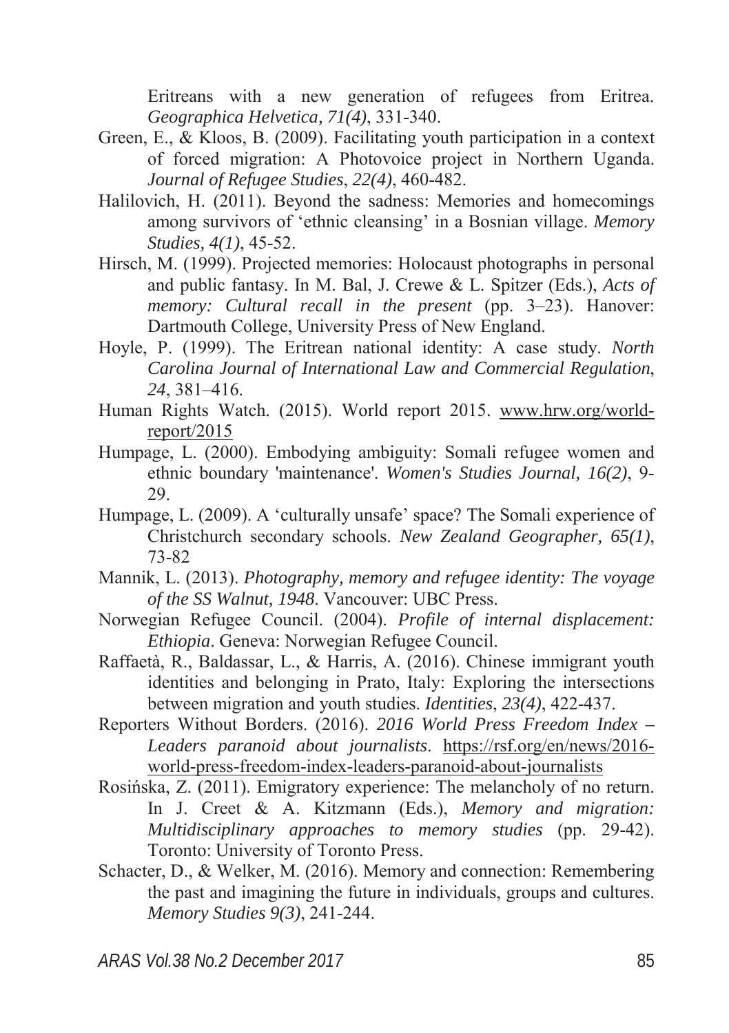Eritreans with a new generation of refugees from Eritrea. *Geographica Helvetica, 71(4)*, 331-340.

Green, E., & Kloos, B. (2009). Facilitating youth participation in a context of forced migration: A Photovoice project in Northern Uganda. *Journal of Refugee Studies*, *22(4)*, 460-482.

Halilovich, H. (2011). Beyond the sadness: Memories and homecomings among survivors of 'ethnic cleansing' in a Bosnian village. *Memory Studies, 4(1)*, 45-52.

Hirsch, M. (1999). Projected memories: Holocaust photographs in personal and public fantasy. In M. Bal, J. Crewe & L. Spitzer (Eds.), *Acts of memory: Cultural recall in the present* (pp. 3–23). Hanover: Dartmouth College, University Press of New England.

Hoyle, P. (1999). The Eritrean national identity: A case study. *North Carolina Journal of International Law and Commercial Regulation*, *24*, 381–416.

Human Rights Watch. (2015). World report 2015. www.hrw.org/world-report/2015

Humpage, L. (2000). Embodying ambiguity: Somali refugee women and ethnic boundary 'maintenance'. *Women's Studies Journal, 16(2)*, 9-29.

Humpage, L. (2009). A 'culturally unsafe' space? The Somali experience of Christchurch secondary schools. *New Zealand Geographer, 65(1)*, 73-82

Mannik, L. (2013). *Photography, memory and refugee identity: The voyage of the SS Walnut, 1948*. Vancouver: UBC Press.

Norwegian Refugee Council. (2004). *Profile of internal displacement: Ethiopia*. Geneva: Norwegian Refugee Council.

Raffaetà, R., Baldassar, L., & Harris, A. (2016). Chinese immigrant youth identities and belonging in Prato, Italy: Exploring the intersections between migration and youth studies. *Identities*, *23(4)*, 422-437.

Reporters Without Borders. (2016). *2016 World Press Freedom Index – Leaders paranoid about journalists*. https://rsf.org/en/news/2016-world-press-freedom-index-leaders-paranoid-about-journalists

Rosińska, Z. (2011). Emigratory experience: The melancholy of no return. In J. Creet & A. Kitzmann (Eds.), *Memory and migration: Multidisciplinary approaches to memory studies* (pp. 29-42). Toronto: University of Toronto Press.

Schacter, D., & Welker, M. (2016). Memory and connection: Remembering the past and imagining the future in individuals, groups and cultures. *Memory Studies 9(3)*, 241-244.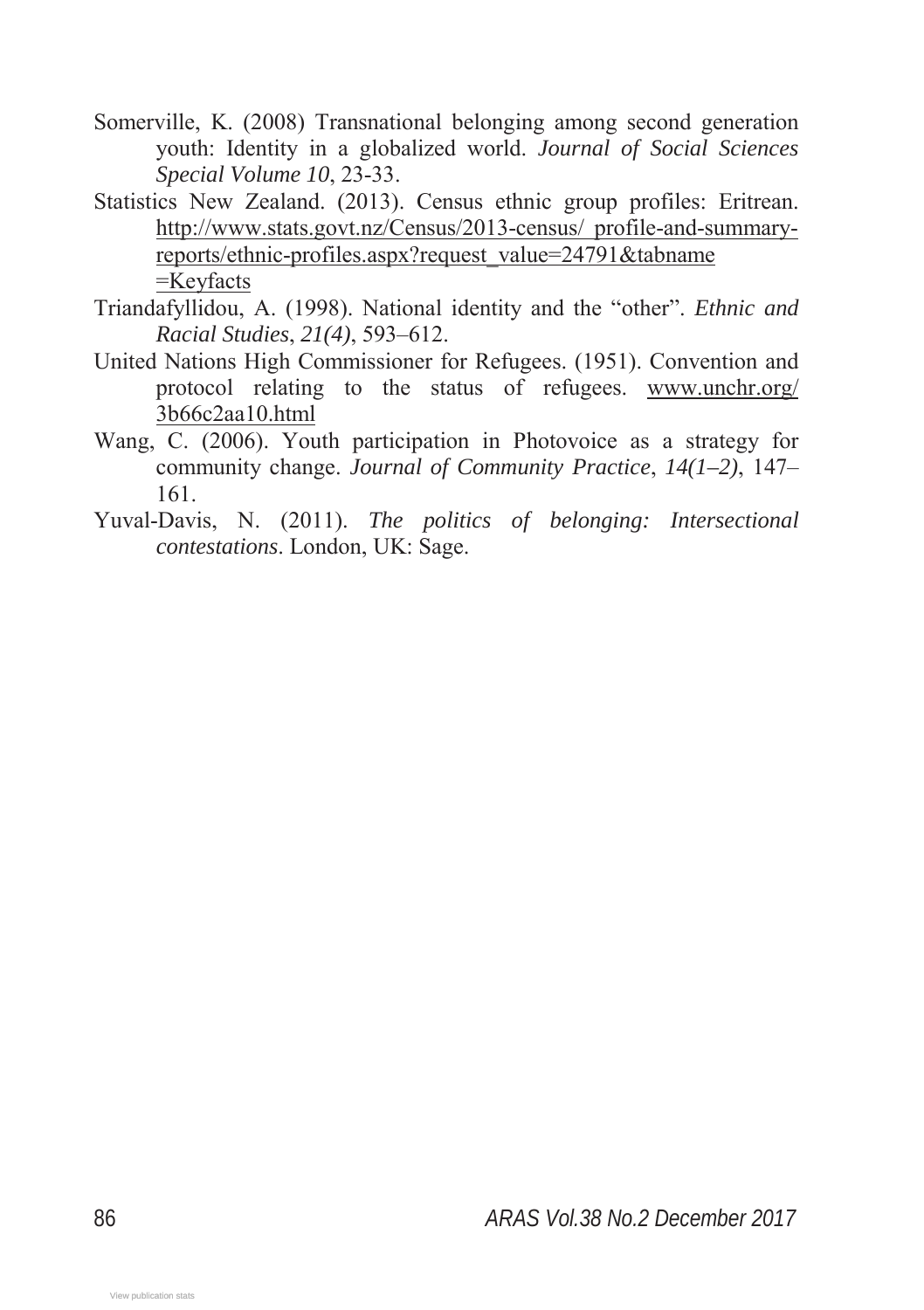Somerville, K. (2008) Transnational belonging among second generation youth: Identity in a globalized world. *Journal of Social Sciences Special Volume 10*, 23-33.

Statistics New Zealand. (2013). Census ethnic group profiles: Eritrean. http://www.stats.govt.nz/Census/2013-census/ profile-and-summary-reports/ethnic-profiles.aspx?request_value=24791&tabname =Keyfacts

Triandafyllidou, A. (1998). National identity and the "other". *Ethnic and Racial Studies*, *21(4)*, 593–612.

United Nations High Commissioner for Refugees. (1951). Convention and protocol relating to the status of refugees. www.unchr.org/ 3b66c2aa10.html

Wang, C. (2006). Youth participation in Photovoice as a strategy for community change. *Journal of Community Practice*, *14(1–2)*, 147–161.

Yuval-Davis, N. (2011). *The politics of belonging: Intersectional contestations*. London, UK: Sage.